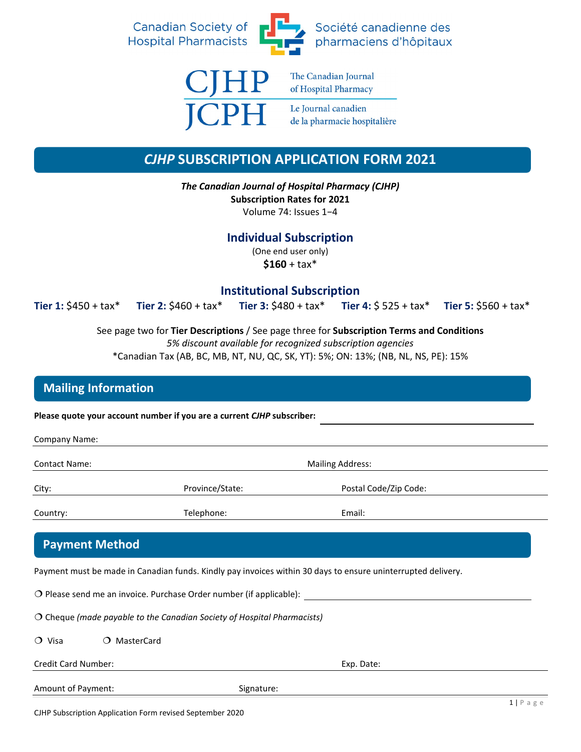Canadian Society of Hospital Pharmacists

Société canadienne des pharmaciens d'hôpitaux

CJHP JCPH

The Canadian Journal of Hospital Pharmacy

Le Journal canadien de la pharmacie hospitalière

# *CJHP* SUBSCRIPTION APPLICATION FORM 2021

***The Canadian Journal of Hospital Pharmacy (CJHP)***

**Subscription Rates for 2021**

Volume 74: Issues 1–4

## Individual Subscription

(One end user only)

**$160** + tax*

## Institutional Subscription

**Tier 1:** $450 + tax* **Tier 2:** $460 + tax* **Tier 3:** $480 + tax* **Tier 4:** $ 525 + tax* **Tier 5:** $560 + tax*

See page two for **Tier Descriptions** / See page three for **Subscription Terms and Conditions**

*5% discount available for recognized subscription agencies*

*Canadian Tax (AB, BC, MB, NT, NU, QC, SK, YT): 5%; ON: 13%; (NB, NL, NS, PE): 15%

## Mailing Information

**Please quote your account number if you are a current *CJHP* subscriber:** ______________________

Company Name: ______________________

Contact Name: ______________________ Mailing Address: ______________________

City: ______________ Province/State: ______________ Postal Code/Zip Code: ______________

Country: ______________ Telephone: ______________ Email: ______________

## Payment Method

Payment must be made in Canadian funds. Kindly pay invoices within 30 days to ensure uninterrupted delivery.

❍ Please send me an invoice. Purchase Order number (if applicable): ______________________

❍ Cheque *(made payable to the Canadian Society of Hospital Pharmacists)*

❍ Visa ❍ MasterCard

Credit Card Number: ______________________ Exp. Date: ______________

Amount of Payment: ______________ Signature: ______________________

CJHP Subscription Application Form revised September 2020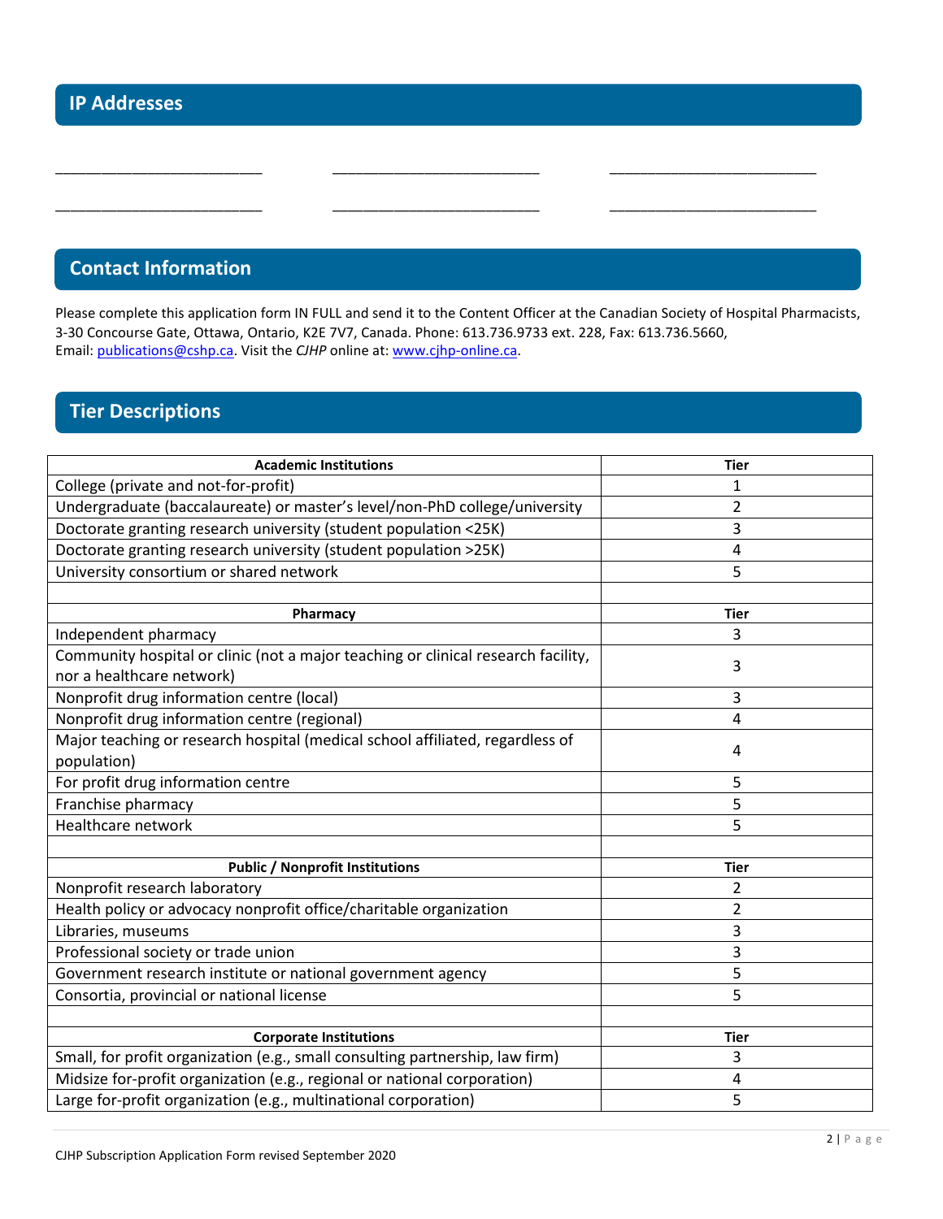## IP Addresses

_________________________ _________________________ _________________________

_________________________ _________________________ _________________________

## Contact Information

Please complete this application form IN FULL and send it to the Content Officer at the Canadian Society of Hospital Pharmacists, 3-30 Concourse Gate, Ottawa, Ontario, K2E 7V7, Canada. Phone: 613.736.9733 ext. 228, Fax: 613.736.5660, Email: publications@cshp.ca. Visit the *CJHP* online at: www.cjhp-online.ca.

## Tier Descriptions

| **Academic Institutions** | **Tier** |
|---|---|
| College (private and not-for-profit) | 1 |
| Undergraduate (baccalaureate) or master's level/non-PhD college/university | 2 |
| Doctorate granting research university (student population <25K) | 3 |
| Doctorate granting research university (student population >25K) | 4 |
| University consortium or shared network | 5 |
| | |
| **Pharmacy** | **Tier** |
| Independent pharmacy | 3 |
| Community hospital or clinic (not a major teaching or clinical research facility, nor a healthcare network) | 3 |
| Nonprofit drug information centre (local) | 3 |
| Nonprofit drug information centre (regional) | 4 |
| Major teaching or research hospital (medical school affiliated, regardless of population) | 4 |
| For profit drug information centre | 5 |
| Franchise pharmacy | 5 |
| Healthcare network | 5 |
| | |
| **Public / Nonprofit Institutions** | **Tier** |
| Nonprofit research laboratory | 2 |
| Health policy or advocacy nonprofit office/charitable organization | 2 |
| Libraries, museums | 3 |
| Professional society or trade union | 3 |
| Government research institute or national government agency | 5 |
| Consortia, provincial or national license | 5 |
| | |
| **Corporate Institutions** | **Tier** |
| Small, for profit organization (e.g., small consulting partnership, law firm) | 3 |
| Midsize for-profit organization (e.g., regional or national corporation) | 4 |
| Large for-profit organization (e.g., multinational corporation) | 5 |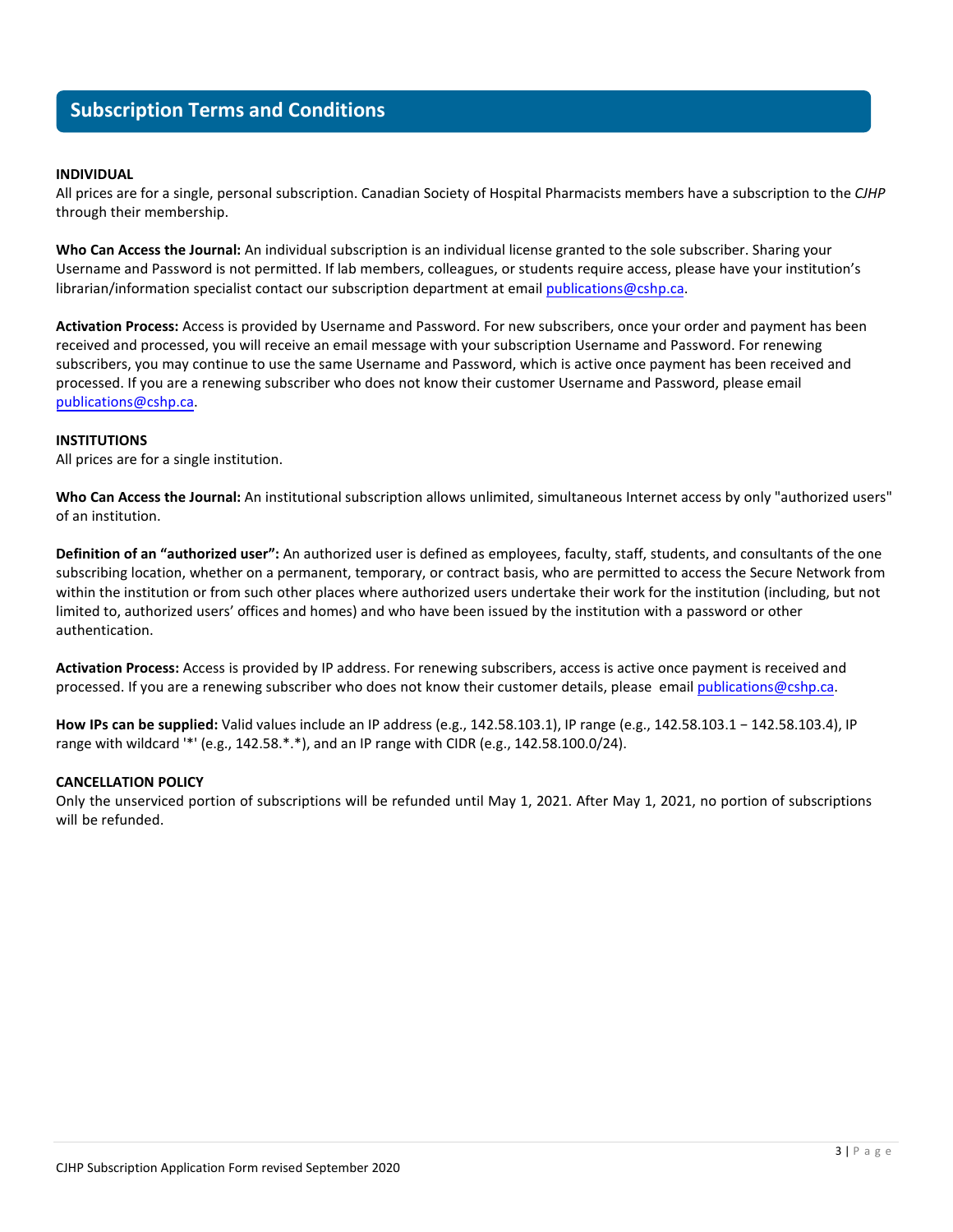# Subscription Terms and Conditions

**INDIVIDUAL**

All prices are for a single, personal subscription. Canadian Society of Hospital Pharmacists members have a subscription to the *CJHP* through their membership.

**Who Can Access the Journal:** An individual subscription is an individual license granted to the sole subscriber. Sharing your Username and Password is not permitted. If lab members, colleagues, or students require access, please have your institution's librarian/information specialist contact our subscription department at email publications@cshp.ca.

**Activation Process:** Access is provided by Username and Password. For new subscribers, once your order and payment has been received and processed, you will receive an email message with your subscription Username and Password. For renewing subscribers, you may continue to use the same Username and Password, which is active once payment has been received and processed. If you are a renewing subscriber who does not know their customer Username and Password, please email publications@cshp.ca.

**INSTITUTIONS**

All prices are for a single institution.

**Who Can Access the Journal:** An institutional subscription allows unlimited, simultaneous Internet access by only "authorized users" of an institution.

**Definition of an "authorized user":** An authorized user is defined as employees, faculty, staff, students, and consultants of the one subscribing location, whether on a permanent, temporary, or contract basis, who are permitted to access the Secure Network from within the institution or from such other places where authorized users undertake their work for the institution (including, but not limited to, authorized users' offices and homes) and who have been issued by the institution with a password or other authentication.

**Activation Process:** Access is provided by IP address. For renewing subscribers, access is active once payment is received and processed. If you are a renewing subscriber who does not know their customer details, please email publications@cshp.ca.

**How IPs can be supplied:** Valid values include an IP address (e.g., 142.58.103.1), IP range (e.g., 142.58.103.1 − 142.58.103.4), IP range with wildcard '*' (e.g., 142.58.*.*), and an IP range with CIDR (e.g., 142.58.100.0/24).

**CANCELLATION POLICY**

Only the unserviced portion of subscriptions will be refunded until May 1, 2021. After May 1, 2021, no portion of subscriptions will be refunded.